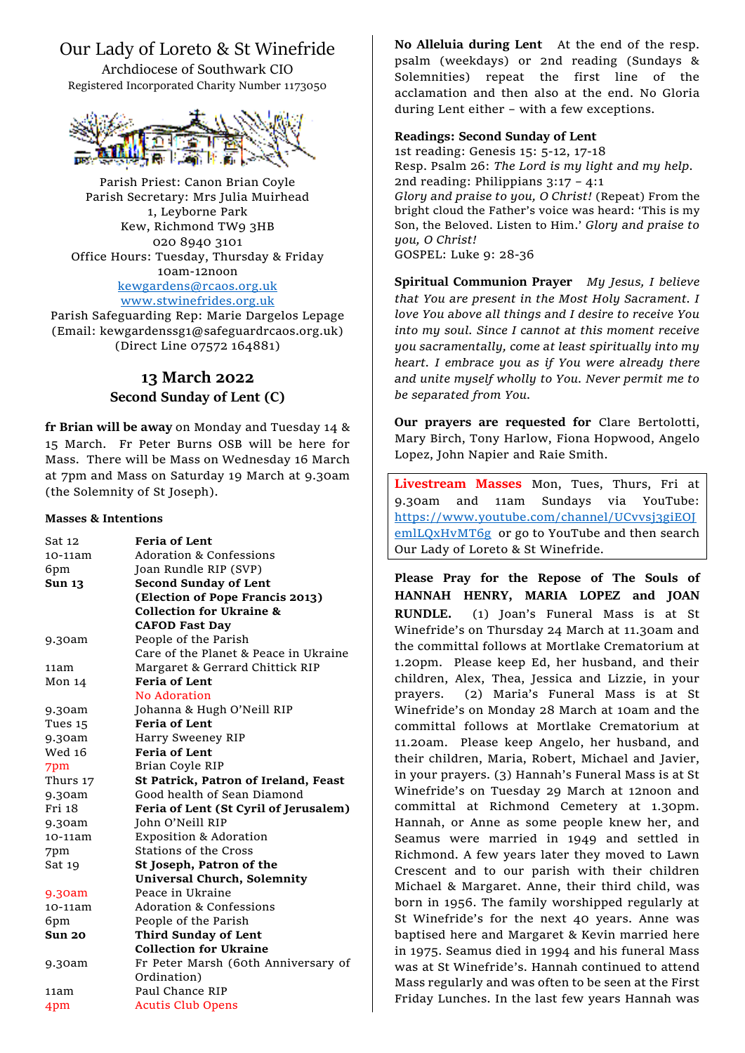# Our Lady of Loreto & St Winefride

Archdiocese of Southwark CIO
Registered Incorporated Charity Number 1173050

Parish Priest: Canon Brian Coyle
Parish Secretary: Mrs Julia Muirhead
1, Leyborne Park
Kew, Richmond TW9 3HB
020 8940 3101
Office Hours: Tuesday, Thursday & Friday
10am-12noon
kewgardens@rcaos.org.uk
www.stwinefrides.org.uk
Parish Safeguarding Rep: Marie Dargelos Lepage
(Email: kewgardenssg1@safeguardrcaos.org.uk)
(Direct Line 07572 164881)

## 13 March 2022
### Second Sunday of Lent (C)

**fr Brian will be away** on Monday and Tuesday 14 & 15 March. Fr Peter Burns OSB will be here for Mass. There will be Mass on Wednesday 16 March at 7pm and Mass on Saturday 19 March at 9.30am (the Solemnity of St Joseph).

**Masses & Intentions**

| | |
|---|---|
| Sat 12 | **Feria of Lent** |
| 10-11am | Adoration & Confessions |
| 6pm | Joan Rundle RIP (SVP) |
| **Sun 13** | **Second Sunday of Lent (Election of Pope Francis 2013) Collection for Ukraine & CAFOD Fast Day** |
| 9.30am | People of the Parish<br>Care of the Planet & Peace in Ukraine |
| 11am | Margaret & Gerrard Chittick RIP |
| Mon 14 | **Feria of Lent**<br>No Adoration |
| 9.30am | Johanna & Hugh O'Neill RIP |
| Tues 15 | **Feria of Lent** |
| 9.30am | Harry Sweeney RIP |
| Wed 16 | **Feria of Lent** |
| 7pm | Brian Coyle RIP |
| Thurs 17 | **St Patrick, Patron of Ireland, Feast** |
| 9.30am | Good health of Sean Diamond |
| Fri 18 | **Feria of Lent (St Cyril of Jerusalem)** |
| 9.30am | John O'Neill RIP |
| 10-11am | Exposition & Adoration |
| 7pm | Stations of the Cross |
| Sat 19 | **St Joseph, Patron of the Universal Church, Solemnity** |
| 9.30am | Peace in Ukraine |
| 10-11am | Adoration & Confessions |
| 6pm | People of the Parish |
| **Sun 20** | **Third Sunday of Lent**<br>**Collection for Ukraine** |
| 9.30am | Fr Peter Marsh (60th Anniversary of Ordination) |
| 11am | Paul Chance RIP |
| 4pm | Acutis Club Opens |

**No Alleluia during Lent** At the end of the resp. psalm (weekdays) or 2nd reading (Sundays & Solemnities) repeat the first line of the acclamation and then also at the end. No Gloria during Lent either – with a few exceptions.

**Readings: Second Sunday of Lent**
1st reading: Genesis 15: 5-12, 17-18
Resp. Psalm 26: *The Lord is my light and my help.*
2nd reading: Philippians 3:17 – 4:1
*Glory and praise to you, O Christ!* (Repeat) From the bright cloud the Father's voice was heard: 'This is my Son, the Beloved. Listen to Him.' *Glory and praise to you, O Christ!*
GOSPEL: Luke 9: 28-36

**Spiritual Communion Prayer** *My Jesus, I believe that You are present in the Most Holy Sacrament. I love You above all things and I desire to receive You into my soul. Since I cannot at this moment receive you sacramentally, come at least spiritually into my heart. I embrace you as if You were already there and unite myself wholly to You. Never permit me to be separated from You.*

**Our prayers are requested for** Clare Bertolotti, Mary Birch, Tony Harlow, Fiona Hopwood, Angelo Lopez, John Napier and Raie Smith.

**Livestream Masses** Mon, Tues, Thurs, Fri at 9.30am and 11am Sundays via YouTube: https://www.youtube.com/channel/UCvvsj3giEOJemlLQxHvMT6g or go to YouTube and then search Our Lady of Loreto & St Winefride.

**Please Pray for the Repose of The Souls of HANNAH HENRY, MARIA LOPEZ and JOAN RUNDLE.** (1) Joan's Funeral Mass is at St Winefride's on Thursday 24 March at 11.30am and the committal follows at Mortlake Crematorium at 1.20pm. Please keep Ed, her husband, and their children, Alex, Thea, Jessica and Lizzie, in your prayers. (2) Maria's Funeral Mass is at St Winefride's on Monday 28 March at 10am and the committal follows at Mortlake Crematorium at 11.20am. Please keep Angelo, her husband, and their children, Maria, Robert, Michael and Javier, in your prayers. (3) Hannah's Funeral Mass is at St Winefride's on Tuesday 29 March at 12noon and committal at Richmond Cemetery at 1.30pm. Hannah, or Anne as some people knew her, and Seamus were married in 1949 and settled in Richmond. A few years later they moved to Lawn Crescent and to our parish with their children Michael & Margaret. Anne, their third child, was born in 1956. The family worshipped regularly at St Winefride's for the next 40 years. Anne was baptised here and Margaret & Kevin married here in 1975. Seamus died in 1994 and his funeral Mass was at St Winefride's. Hannah continued to attend Mass regularly and was often to be seen at the First Friday Lunches. In the last few years Hannah was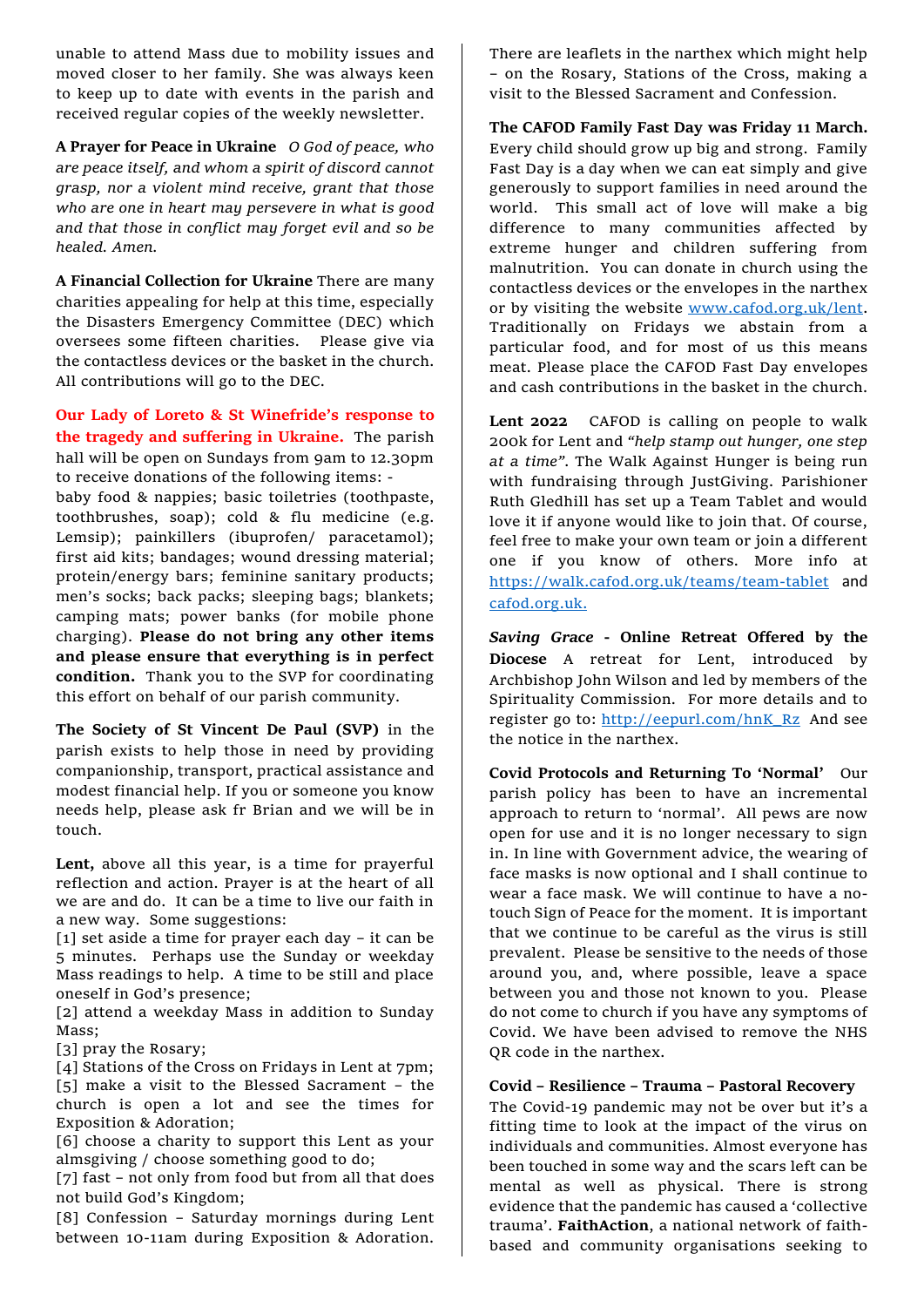unable to attend Mass due to mobility issues and moved closer to her family. She was always keen to keep up to date with events in the parish and received regular copies of the weekly newsletter.

**A Prayer for Peace in Ukraine** *O God of peace, who are peace itself, and whom a spirit of discord cannot grasp, nor a violent mind receive, grant that those who are one in heart may persevere in what is good and that those in conflict may forget evil and so be healed. Amen.*

**A Financial Collection for Ukraine** There are many charities appealing for help at this time, especially the Disasters Emergency Committee (DEC) which oversees some fifteen charities. Please give via the contactless devices or the basket in the church. All contributions will go to the DEC.

**Our Lady of Loreto & St Winefride's response to the tragedy and suffering in Ukraine.** The parish hall will be open on Sundays from 9am to 12.30pm to receive donations of the following items: -
baby food & nappies; basic toiletries (toothpaste, toothbrushes, soap); cold & flu medicine (e.g. Lemsip); painkillers (ibuprofen/ paracetamol); first aid kits; bandages; wound dressing material; protein/energy bars; feminine sanitary products; men's socks; back packs; sleeping bags; blankets; camping mats; power banks (for mobile phone charging). **Please do not bring any other items and please ensure that everything is in perfect condition.** Thank you to the SVP for coordinating this effort on behalf of our parish community.

**The Society of St Vincent De Paul (SVP)** in the parish exists to help those in need by providing companionship, transport, practical assistance and modest financial help. If you or someone you know needs help, please ask fr Brian and we will be in touch.

**Lent,** above all this year, is a time for prayerful reflection and action. Prayer is at the heart of all we are and do. It can be a time to live our faith in a new way. Some suggestions:
[1] set aside a time for prayer each day – it can be 5 minutes. Perhaps use the Sunday or weekday Mass readings to help. A time to be still and place oneself in God's presence;
[2] attend a weekday Mass in addition to Sunday Mass;
[3] pray the Rosary;
[4] Stations of the Cross on Fridays in Lent at 7pm;
[5] make a visit to the Blessed Sacrament – the church is open a lot and see the times for Exposition & Adoration;
[6] choose a charity to support this Lent as your almsgiving / choose something good to do;
[7] fast – not only from food but from all that does not build God's Kingdom;
[8] Confession – Saturday mornings during Lent between 10-11am during Exposition & Adoration.

There are leaflets in the narthex which might help – on the Rosary, Stations of the Cross, making a visit to the Blessed Sacrament and Confession.

**The CAFOD Family Fast Day was Friday 11 March.** Every child should grow up big and strong. Family Fast Day is a day when we can eat simply and give generously to support families in need around the world. This small act of love will make a big difference to many communities affected by extreme hunger and children suffering from malnutrition. You can donate in church using the contactless devices or the envelopes in the narthex or by visiting the website www.cafod.org.uk/lent. Traditionally on Fridays we abstain from a particular food, and for most of us this means meat. Please place the CAFOD Fast Day envelopes and cash contributions in the basket in the church.

**Lent 2022** CAFOD is calling on people to walk 200k for Lent and *"help stamp out hunger, one step at a time"*. The Walk Against Hunger is being run with fundraising through JustGiving. Parishioner Ruth Gledhill has set up a Team Tablet and would love it if anyone would like to join that. Of course, feel free to make your own team or join a different one if you know of others. More info at https://walk.cafod.org.uk/teams/team-tablet and cafod.org.uk.

***Saving Grace* - Online Retreat Offered by the Diocese** A retreat for Lent, introduced by Archbishop John Wilson and led by members of the Spirituality Commission. For more details and to register go to: http://eepurl.com/hnK_Rz And see the notice in the narthex.

**Covid Protocols and Returning To 'Normal'** Our parish policy has been to have an incremental approach to return to 'normal'. All pews are now open for use and it is no longer necessary to sign in. In line with Government advice, the wearing of face masks is now optional and I shall continue to wear a face mask. We will continue to have a no-touch Sign of Peace for the moment. It is important that we continue to be careful as the virus is still prevalent. Please be sensitive to the needs of those around you, and, where possible, leave a space between you and those not known to you. Please do not come to church if you have any symptoms of Covid. We have been advised to remove the NHS QR code in the narthex.

**Covid – Resilience – Trauma – Pastoral Recovery** The Covid-19 pandemic may not be over but it's a fitting time to look at the impact of the virus on individuals and communities. Almost everyone has been touched in some way and the scars left can be mental as well as physical. There is strong evidence that the pandemic has caused a 'collective trauma'. **FaithAction**, a national network of faith-based and community organisations seeking to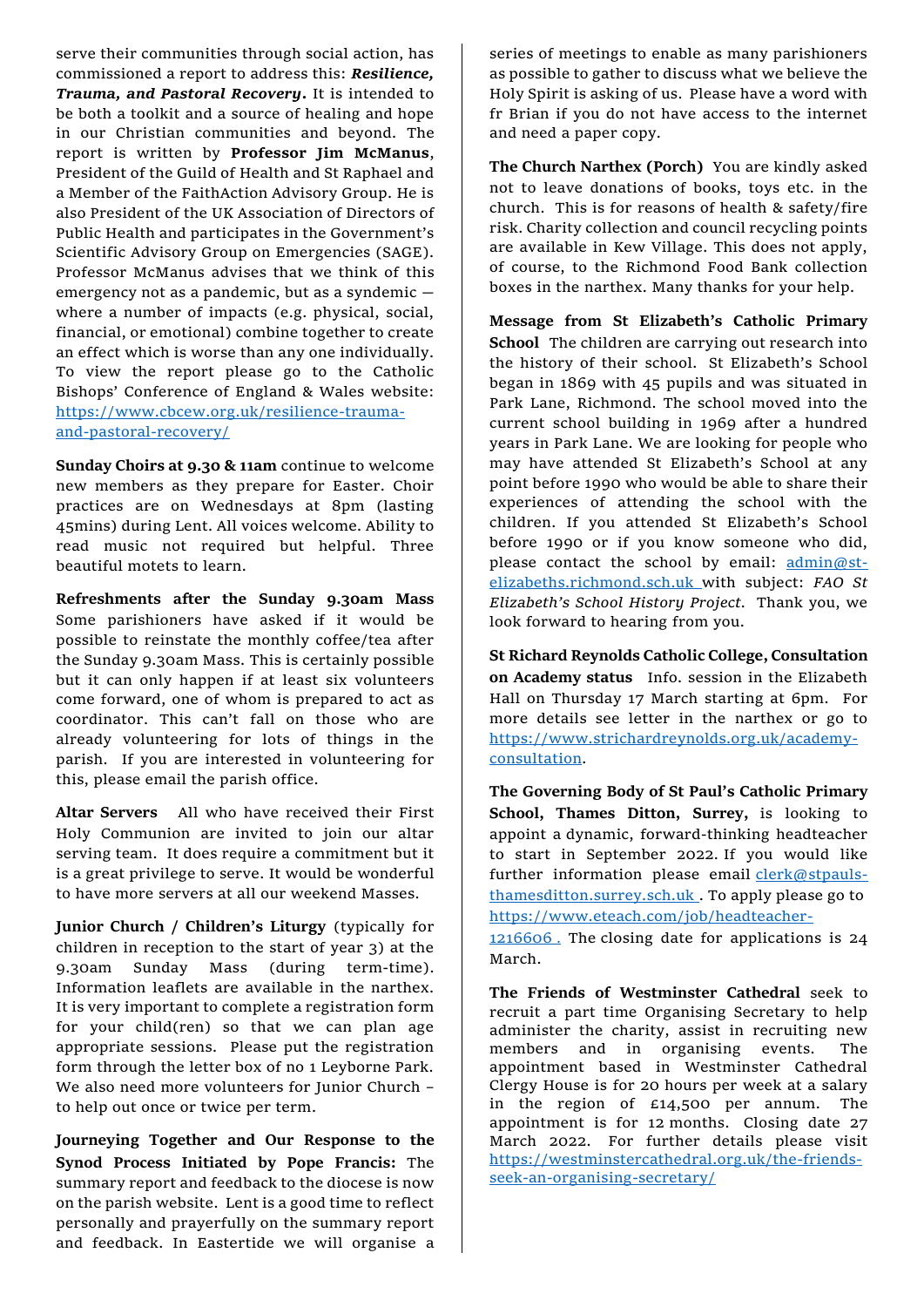serve their communities through social action, has commissioned a report to address this: ***Resilience, Trauma, and Pastoral Recovery.*** It is intended to be both a toolkit and a source of healing and hope in our Christian communities and beyond. The report is written by **Professor Jim McManus**, President of the Guild of Health and St Raphael and a Member of the FaithAction Advisory Group. He is also President of the UK Association of Directors of Public Health and participates in the Government's Scientific Advisory Group on Emergencies (SAGE). Professor McManus advises that we think of this emergency not as a pandemic, but as a syndemic — where a number of impacts (e.g. physical, social, financial, or emotional) combine together to create an effect which is worse than any one individually. To view the report please go to the Catholic Bishops' Conference of England & Wales website: https://www.cbcew.org.uk/resilience-trauma-and-pastoral-recovery/

**Sunday Choirs at 9.30 & 11am** continue to welcome new members as they prepare for Easter. Choir practices are on Wednesdays at 8pm (lasting 45mins) during Lent. All voices welcome. Ability to read music not required but helpful. Three beautiful motets to learn.

**Refreshments after the Sunday 9.30am Mass** Some parishioners have asked if it would be possible to reinstate the monthly coffee/tea after the Sunday 9.30am Mass. This is certainly possible but it can only happen if at least six volunteers come forward, one of whom is prepared to act as coordinator. This can't fall on those who are already volunteering for lots of things in the parish. If you are interested in volunteering for this, please email the parish office.

**Altar Servers** All who have received their First Holy Communion are invited to join our altar serving team. It does require a commitment but it is a great privilege to serve. It would be wonderful to have more servers at all our weekend Masses.

**Junior Church / Children's Liturgy** (typically for children in reception to the start of year 3) at the 9.30am Sunday Mass (during term-time). Information leaflets are available in the narthex. It is very important to complete a registration form for your child(ren) so that we can plan age appropriate sessions. Please put the registration form through the letter box of no 1 Leyborne Park. We also need more volunteers for Junior Church – to help out once or twice per term.

**Journeying Together and Our Response to the Synod Process Initiated by Pope Francis:** The summary report and feedback to the diocese is now on the parish website. Lent is a good time to reflect personally and prayerfully on the summary report and feedback. In Eastertide we will organise a series of meetings to enable as many parishioners as possible to gather to discuss what we believe the Holy Spirit is asking of us. Please have a word with fr Brian if you do not have access to the internet and need a paper copy.

**The Church Narthex (Porch)** You are kindly asked not to leave donations of books, toys etc. in the church. This is for reasons of health & safety/fire risk. Charity collection and council recycling points are available in Kew Village. This does not apply, of course, to the Richmond Food Bank collection boxes in the narthex. Many thanks for your help.

**Message from St Elizabeth's Catholic Primary School** The children are carrying out research into the history of their school. St Elizabeth's School began in 1869 with 45 pupils and was situated in Park Lane, Richmond. The school moved into the current school building in 1969 after a hundred years in Park Lane. We are looking for people who may have attended St Elizabeth's School at any point before 1990 who would be able to share their experiences of attending the school with the children. If you attended St Elizabeth's School before 1990 or if you know someone who did, please contact the school by email: admin@st-elizabeths.richmond.sch.uk with subject: *FAO St Elizabeth's School History Project*. Thank you, we look forward to hearing from you.

**St Richard Reynolds Catholic College, Consultation on Academy status** Info. session in the Elizabeth Hall on Thursday 17 March starting at 6pm. For more details see letter in the narthex or go to https://www.strichardreynolds.org.uk/academy-consultation.

**The Governing Body of St Paul's Catholic Primary School, Thames Ditton, Surrey,** is looking to appoint a dynamic, forward-thinking headteacher to start in September 2022. If you would like further information please email clerk@stpauls-thamesditton.surrey.sch.uk . To apply please go to https://www.eteach.com/job/headteacher-1216606 . The closing date for applications is 24 March.

**The Friends of Westminster Cathedral** seek to recruit a part time Organising Secretary to help administer the charity, assist in recruiting new members and in organising events. The appointment based in Westminster Cathedral Clergy House is for 20 hours per week at a salary in the region of £14,500 per annum. The appointment is for 12 months. Closing date 27 March 2022. For further details please visit https://westminstercathedral.org.uk/the-friends-seek-an-organising-secretary/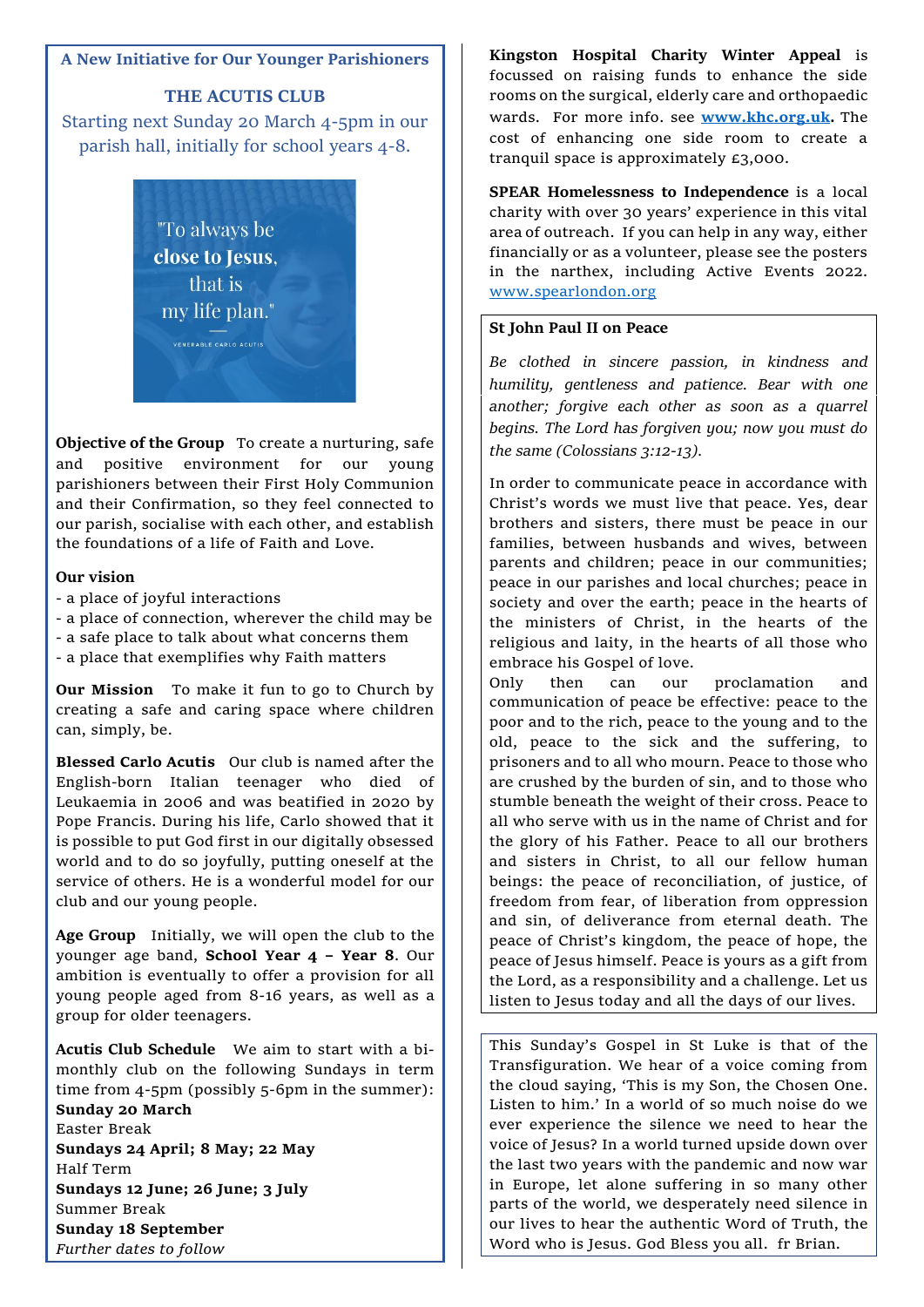**A New Initiative for Our Younger Parishioners**

**THE ACUTIS CLUB**

Starting next Sunday 20 March 4-5pm in our parish hall, initially for school years 4-8.

"To always be **close to Jesus**, that is my life plan."

VENERABLE CARLO ACUTIS

**Objective of the Group** To create a nurturing, safe and positive environment for our young parishioners between their First Holy Communion and their Confirmation, so they feel connected to our parish, socialise with each other, and establish the foundations of a life of Faith and Love.

**Our vision**

- a place of joyful interactions
- a place of connection, wherever the child may be
- a safe place to talk about what concerns them
- a place that exemplifies why Faith matters

**Our Mission** To make it fun to go to Church by creating a safe and caring space where children can, simply, be.

**Blessed Carlo Acutis** Our club is named after the English-born Italian teenager who died of Leukaemia in 2006 and was beatified in 2020 by Pope Francis. During his life, Carlo showed that it is possible to put God first in our digitally obsessed world and to do so joyfully, putting oneself at the service of others. He is a wonderful model for our club and our young people.

**Age Group** Initially, we will open the club to the younger age band, **School Year 4 – Year 8**. Our ambition is eventually to offer a provision for all young people aged from 8-16 years, as well as a group for older teenagers.

**Acutis Club Schedule** We aim to start with a bi-monthly club on the following Sundays in term time from 4-5pm (possibly 5-6pm in the summer):
**Sunday 20 March**
Easter Break
**Sundays 24 April; 8 May; 22 May**
Half Term
**Sundays 12 June; 26 June; 3 July**
Summer Break
**Sunday 18 September**
*Further dates to follow*

**Kingston Hospital Charity Winter Appeal** is focussed on raising funds to enhance the side rooms on the surgical, elderly care and orthopaedic wards. For more info. see **www.khc.org.uk.** The cost of enhancing one side room to create a tranquil space is approximately £3,000.

**SPEAR Homelessness to Independence** is a local charity with over 30 years' experience in this vital area of outreach. If you can help in any way, either financially or as a volunteer, please see the posters in the narthex, including Active Events 2022. www.spearlondon.org

**St John Paul II on Peace**

*Be clothed in sincere passion, in kindness and humility, gentleness and patience. Bear with one another; forgive each other as soon as a quarrel begins. The Lord has forgiven you; now you must do the same (Colossians 3:12-13).*

In order to communicate peace in accordance with Christ's words we must live that peace. Yes, dear brothers and sisters, there must be peace in our families, between husbands and wives, between parents and children; peace in our communities; peace in our parishes and local churches; peace in society and over the earth; peace in the hearts of the ministers of Christ, in the hearts of the religious and laity, in the hearts of all those who embrace his Gospel of love.
Only then can our proclamation and communication of peace be effective: peace to the poor and to the rich, peace to the young and to the old, peace to the sick and the suffering, to prisoners and to all who mourn. Peace to those who are crushed by the burden of sin, and to those who stumble beneath the weight of their cross. Peace to all who serve with us in the name of Christ and for the glory of his Father. Peace to all our brothers and sisters in Christ, to all our fellow human beings: the peace of reconciliation, of justice, of freedom from fear, of liberation from oppression and sin, of deliverance from eternal death. The peace of Christ's kingdom, the peace of hope, the peace of Jesus himself. Peace is yours as a gift from the Lord, as a responsibility and a challenge. Let us listen to Jesus today and all the days of our lives.

This Sunday's Gospel in St Luke is that of the Transfiguration. We hear of a voice coming from the cloud saying, 'This is my Son, the Chosen One. Listen to him.' In a world of so much noise do we ever experience the silence we need to hear the voice of Jesus? In a world turned upside down over the last two years with the pandemic and now war in Europe, let alone suffering in so many other parts of the world, we desperately need silence in our lives to hear the authentic Word of Truth, the Word who is Jesus. God Bless you all. fr Brian.